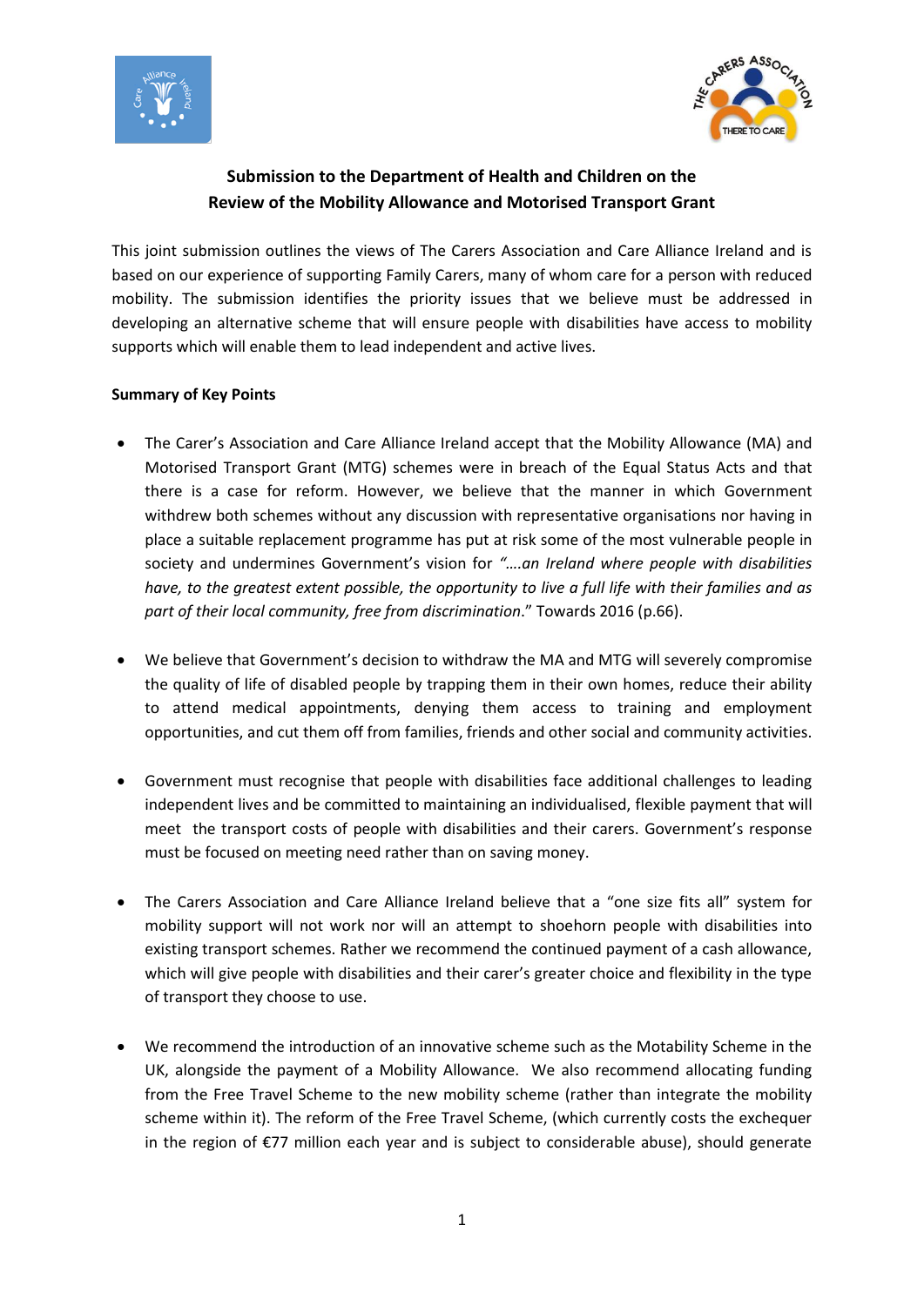**Submission to the Department of Health and Children on the Review of the Mobility Allowance and Motorised Transport Grant**

This joint submission outlines the views of The Carers Association and Care Alliance Ireland and is based on our experience of supporting Family Carers, many of whom care for a person with reduced mobility. The submission identifies the priority issues that we believe must be addressed in developing an alternative scheme that will ensure people with disabilities have access to mobility supports which will enable them to lead independent and active lives.

**Summary of Key Points**

- The Carer's Association and Care Alliance Ireland accept that the Mobility Allowance (MA) and Motorised Transport Grant (MTG) schemes were in breach of the Equal Status Acts and that there is a case for reform. However, we believe that the manner in which Government withdrew both schemes without any discussion with representative organisations nor having in place a suitable replacement programme has put at risk some of the most vulnerable people in society and undermines Government's vision for *"….an Ireland where people with disabilities have, to the greatest extent possible, the opportunity to live a full life with their families and as part of their local community, free from discrimination*." Towards 2016 (p.66).

- We believe that Government's decision to withdraw the MA and MTG will severely compromise the quality of life of disabled people by trapping them in their own homes, reduce their ability to attend medical appointments, denying them access to training and employment opportunities, and cut them off from families, friends and other social and community activities.

- Government must recognise that people with disabilities face additional challenges to leading independent lives and be committed to maintaining an individualised, flexible payment that will meet the transport costs of people with disabilities and their carers. Government's response must be focused on meeting need rather than on saving money.

- The Carers Association and Care Alliance Ireland believe that a "one size fits all" system for mobility support will not work nor will an attempt to shoehorn people with disabilities into existing transport schemes. Rather we recommend the continued payment of a cash allowance, which will give people with disabilities and their carer's greater choice and flexibility in the type of transport they choose to use.

- We recommend the introduction of an innovative scheme such as the Motability Scheme in the UK, alongside the payment of a Mobility Allowance. We also recommend allocating funding from the Free Travel Scheme to the new mobility scheme (rather than integrate the mobility scheme within it). The reform of the Free Travel Scheme, (which currently costs the exchequer in the region of €77 million each year and is subject to considerable abuse), should generate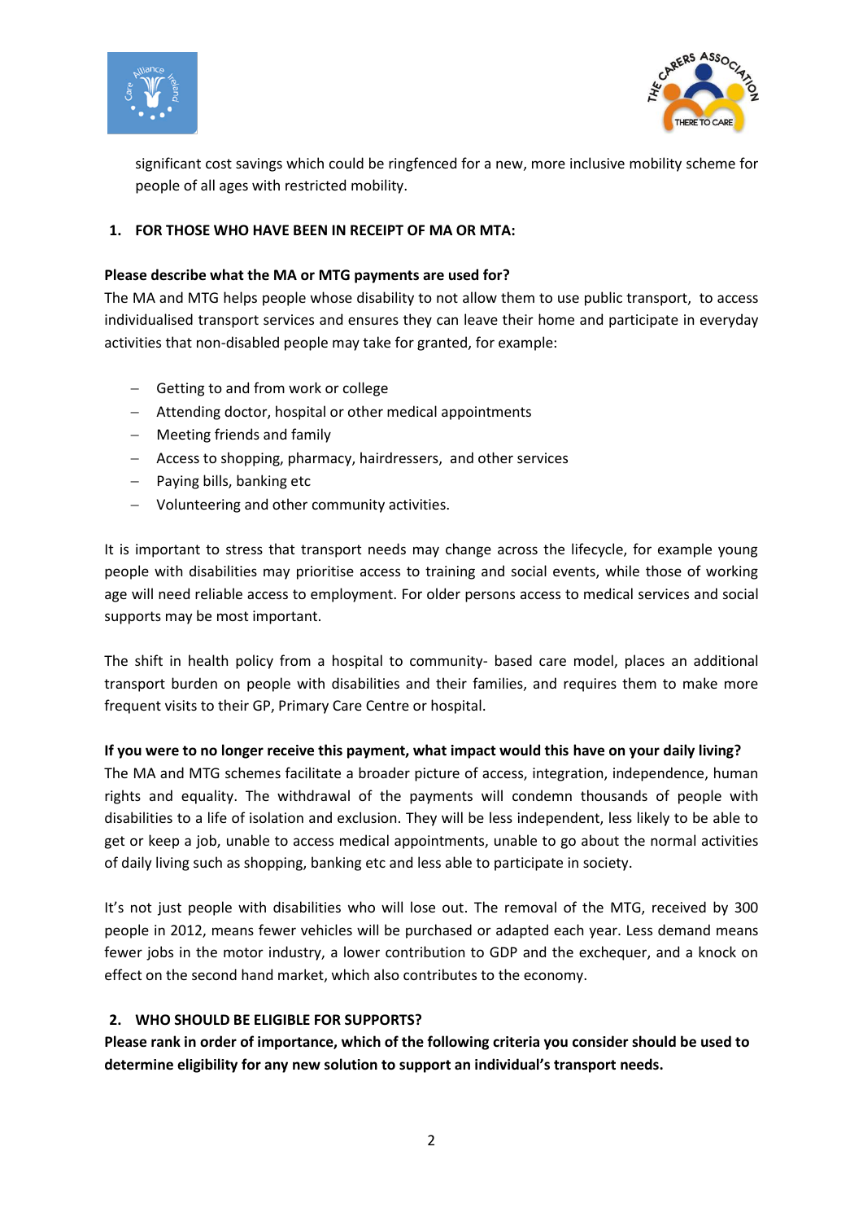significant cost savings which could be ringfenced for a new, more inclusive mobility scheme for people of all ages with restricted mobility.

## 1. FOR THOSE WHO HAVE BEEN IN RECEIPT OF MA OR MTA:

**Please describe what the MA or MTG payments are used for?**

The MA and MTG helps people whose disability to not allow them to use public transport, to access individualised transport services and ensures they can leave their home and participate in everyday activities that non-disabled people may take for granted, for example:

- Getting to and from work or college
- Attending doctor, hospital or other medical appointments
- Meeting friends and family
- Access to shopping, pharmacy, hairdressers, and other services
- Paying bills, banking etc
- Volunteering and other community activities.

It is important to stress that transport needs may change across the lifecycle, for example young people with disabilities may prioritise access to training and social events, while those of working age will need reliable access to employment. For older persons access to medical services and social supports may be most important.

The shift in health policy from a hospital to community- based care model, places an additional transport burden on people with disabilities and their families, and requires them to make more frequent visits to their GP, Primary Care Centre or hospital.

**If you were to no longer receive this payment, what impact would this have on your daily living?**

The MA and MTG schemes facilitate a broader picture of access, integration, independence, human rights and equality. The withdrawal of the payments will condemn thousands of people with disabilities to a life of isolation and exclusion. They will be less independent, less likely to be able to get or keep a job, unable to access medical appointments, unable to go about the normal activities of daily living such as shopping, banking etc and less able to participate in society.

It's not just people with disabilities who will lose out. The removal of the MTG, received by 300 people in 2012, means fewer vehicles will be purchased or adapted each year. Less demand means fewer jobs in the motor industry, a lower contribution to GDP and the exchequer, and a knock on effect on the second hand market, which also contributes to the economy.

## 2. WHO SHOULD BE ELIGIBLE FOR SUPPORTS?

**Please rank in order of importance, which of the following criteria you consider should be used to determine eligibility for any new solution to support an individual's transport needs.**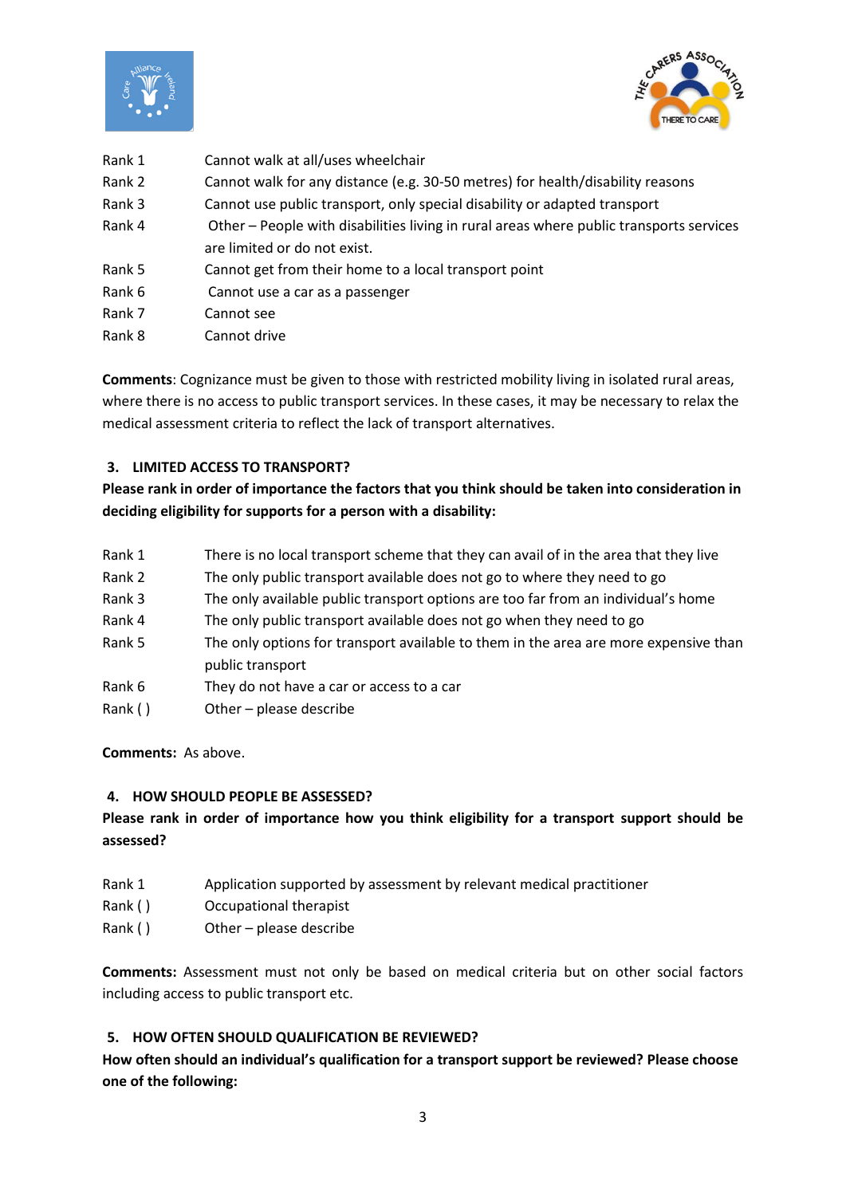Rank 1 Cannot walk at all/uses wheelchair
Rank 2 Cannot walk for any distance (e.g. 30-50 metres) for health/disability reasons
Rank 3 Cannot use public transport, only special disability or adapted transport
Rank 4 Other – People with disabilities living in rural areas where public transports services are limited or do not exist.
Rank 5 Cannot get from their home to a local transport point
Rank 6 Cannot use a car as a passenger
Rank 7 Cannot see
Rank 8 Cannot drive

**Comments**: Cognizance must be given to those with restricted mobility living in isolated rural areas, where there is no access to public transport services. In these cases, it may be necessary to relax the medical assessment criteria to reflect the lack of transport alternatives.

### 3. LIMITED ACCESS TO TRANSPORT?

**Please rank in order of importance the factors that you think should be taken into consideration in deciding eligibility for supports for a person with a disability:**

Rank 1 There is no local transport scheme that they can avail of in the area that they live
Rank 2 The only public transport available does not go to where they need to go
Rank 3 The only available public transport options are too far from an individual's home
Rank 4 The only public transport available does not go when they need to go
Rank 5 The only options for transport available to them in the area are more expensive than public transport
Rank 6 They do not have a car or access to a car
Rank ( ) Other – please describe

**Comments:** As above.

### 4. HOW SHOULD PEOPLE BE ASSESSED?

**Please rank in order of importance how you think eligibility for a transport support should be assessed?**

Rank 1 Application supported by assessment by relevant medical practitioner
Rank ( ) Occupational therapist
Rank ( ) Other – please describe

**Comments:** Assessment must not only be based on medical criteria but on other social factors including access to public transport etc.

### 5. HOW OFTEN SHOULD QUALIFICATION BE REVIEWED?

**How often should an individual's qualification for a transport support be reviewed? Please choose one of the following:**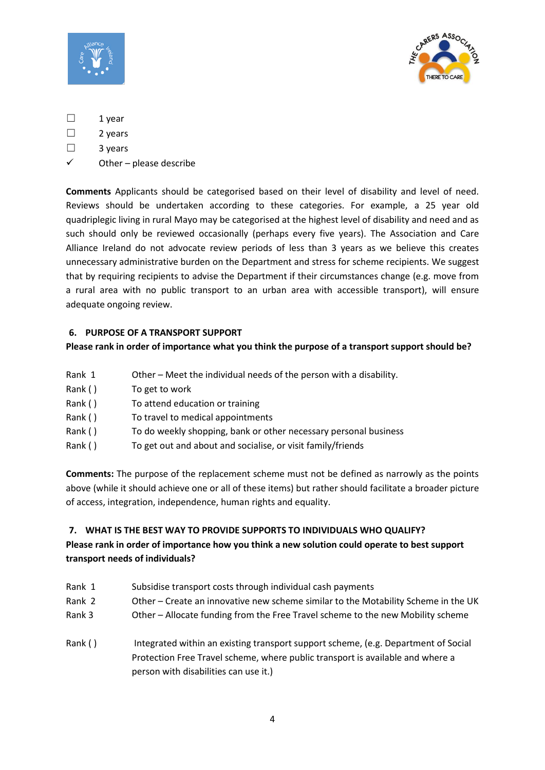- ☐ 1 year
- ☐ 2 years
- ☐ 3 years
- ✓ Other – please describe

**Comments** Applicants should be categorised based on their level of disability and level of need. Reviews should be undertaken according to these categories. For example, a 25 year old quadriplegic living in rural Mayo may be categorised at the highest level of disability and need and as such should only be reviewed occasionally (perhaps every five years). The Association and Care Alliance Ireland do not advocate review periods of less than 3 years as we believe this creates unnecessary administrative burden on the Department and stress for scheme recipients. We suggest that by requiring recipients to advise the Department if their circumstances change (e.g. move from a rural area with no public transport to an urban area with accessible transport), will ensure adequate ongoing review.

### 6. PURPOSE OF A TRANSPORT SUPPORT

**Please rank in order of importance what you think the purpose of a transport support should be?**

| | |
|---|---|
| Rank 1 | Other – Meet the individual needs of the person with a disability. |
| Rank ( ) | To get to work |
| Rank ( ) | To attend education or training |
| Rank ( ) | To travel to medical appointments |
| Rank ( ) | To do weekly shopping, bank or other necessary personal business |
| Rank ( ) | To get out and about and socialise, or visit family/friends |

**Comments:** The purpose of the replacement scheme must not be defined as narrowly as the points above (while it should achieve one or all of these items) but rather should facilitate a broader picture of access, integration, independence, human rights and equality.

### 7. WHAT IS THE BEST WAY TO PROVIDE SUPPORTS TO INDIVIDUALS WHO QUALIFY?

**Please rank in order of importance how you think a new solution could operate to best support transport needs of individuals?**

| | |
|---|---|
| Rank 1 | Subsidise transport costs through individual cash payments |
| Rank 2 | Other – Create an innovative new scheme similar to the Motability Scheme in the UK |
| Rank 3 | Other – Allocate funding from the Free Travel scheme to the new Mobility scheme |
| Rank ( ) | Integrated within an existing transport support scheme, (e.g. Department of Social Protection Free Travel scheme, where public transport is available and where a person with disabilities can use it.) |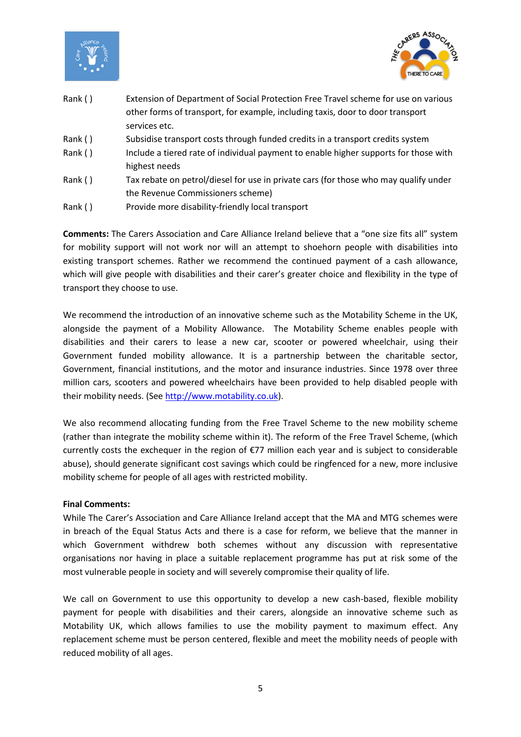Rank ( ) Extension of Department of Social Protection Free Travel scheme for use on various other forms of transport, for example, including taxis, door to door transport services etc.

Rank ( ) Subsidise transport costs through funded credits in a transport credits system

Rank ( ) Include a tiered rate of individual payment to enable higher supports for those with highest needs

Rank ( ) Tax rebate on petrol/diesel for use in private cars (for those who may qualify under the Revenue Commissioners scheme)

Rank ( ) Provide more disability-friendly local transport

**Comments:** The Carers Association and Care Alliance Ireland believe that a "one size fits all" system for mobility support will not work nor will an attempt to shoehorn people with disabilities into existing transport schemes. Rather we recommend the continued payment of a cash allowance, which will give people with disabilities and their carer's greater choice and flexibility in the type of transport they choose to use.

We recommend the introduction of an innovative scheme such as the Motability Scheme in the UK, alongside the payment of a Mobility Allowance. The Motability Scheme enables people with disabilities and their carers to lease a new car, scooter or powered wheelchair, using their Government funded mobility allowance. It is a partnership between the charitable sector, Government, financial institutions, and the motor and insurance industries. Since 1978 over three million cars, scooters and powered wheelchairs have been provided to help disabled people with their mobility needs. (See http://www.motability.co.uk).

We also recommend allocating funding from the Free Travel Scheme to the new mobility scheme (rather than integrate the mobility scheme within it). The reform of the Free Travel Scheme, (which currently costs the exchequer in the region of €77 million each year and is subject to considerable abuse), should generate significant cost savings which could be ringfenced for a new, more inclusive mobility scheme for people of all ages with restricted mobility.

**Final Comments:**

While The Carer's Association and Care Alliance Ireland accept that the MA and MTG schemes were in breach of the Equal Status Acts and there is a case for reform, we believe that the manner in which Government withdrew both schemes without any discussion with representative organisations nor having in place a suitable replacement programme has put at risk some of the most vulnerable people in society and will severely compromise their quality of life.

We call on Government to use this opportunity to develop a new cash-based, flexible mobility payment for people with disabilities and their carers, alongside an innovative scheme such as Motability UK, which allows families to use the mobility payment to maximum effect. Any replacement scheme must be person centered, flexible and meet the mobility needs of people with reduced mobility of all ages.